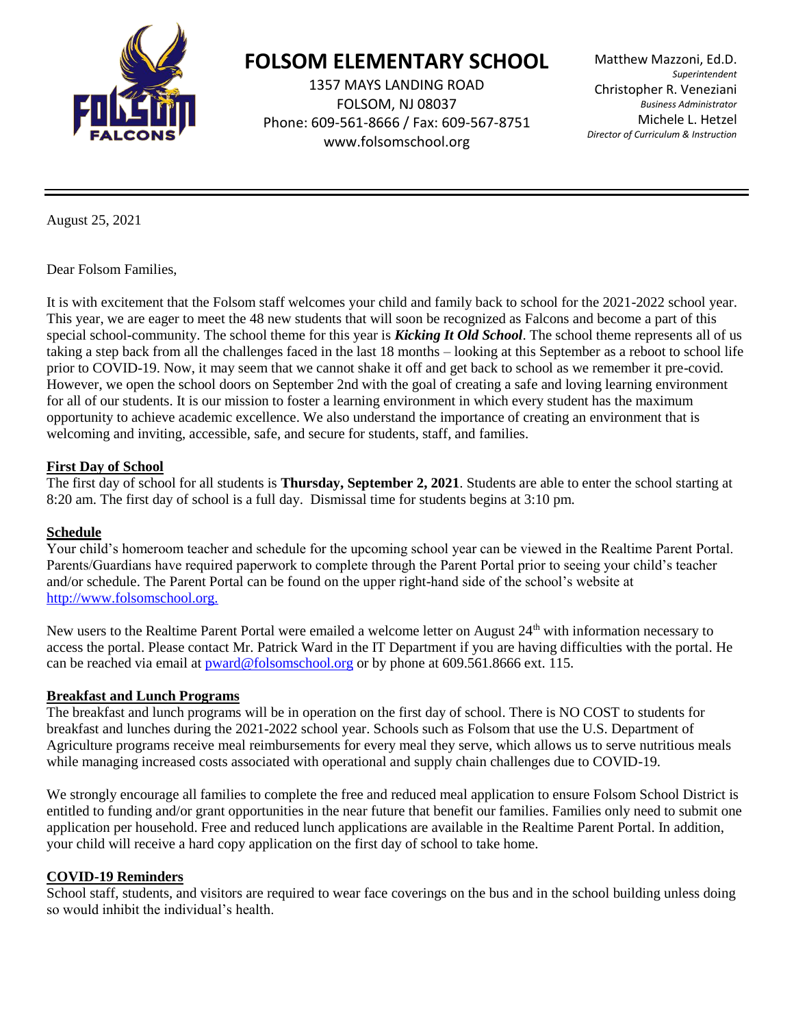# FOLSOM ELEMENTARY SCHOOL

1357 MAYS LANDING ROAD
FOLSOM, NJ 08037
Phone: 609-561-8666 / Fax: 609-567-8751
www.folsomschool.org

Matthew Mazzoni, Ed.D.
*Superintendent*
Christopher R. Veneziani
*Business Administrator*
Michele L. Hetzel
*Director of Curriculum & Instruction*

---

August 25, 2021

Dear Folsom Families,

It is with excitement that the Folsom staff welcomes your child and family back to school for the 2021-2022 school year. This year, we are eager to meet the 48 new students that will soon be recognized as Falcons and become a part of this special school-community. The school theme for this year is ***Kicking It Old School***. The school theme represents all of us taking a step back from all the challenges faced in the last 18 months – looking at this September as a reboot to school life prior to COVID-19. Now, it may seem that we cannot shake it off and get back to school as we remember it pre-covid. However, we open the school doors on September 2nd with the goal of creating a safe and loving learning environment for all of our students. It is our mission to foster a learning environment in which every student has the maximum opportunity to achieve academic excellence. We also understand the importance of creating an environment that is welcoming and inviting, accessible, safe, and secure for students, staff, and families.

## First Day of School

The first day of school for all students is **Thursday, September 2, 2021**. Students are able to enter the school starting at 8:20 am. The first day of school is a full day. Dismissal time for students begins at 3:10 pm.

## Schedule

Your child's homeroom teacher and schedule for the upcoming school year can be viewed in the Realtime Parent Portal. Parents/Guardians have required paperwork to complete through the Parent Portal prior to seeing your child's teacher and/or schedule. The Parent Portal can be found on the upper right-hand side of the school's website at http://www.folsomschool.org.

New users to the Realtime Parent Portal were emailed a welcome letter on August 24th with information necessary to access the portal. Please contact Mr. Patrick Ward in the IT Department if you are having difficulties with the portal. He can be reached via email at pward@folsomschool.org or by phone at 609.561.8666 ext. 115.

## Breakfast and Lunch Programs

The breakfast and lunch programs will be in operation on the first day of school. There is NO COST to students for breakfast and lunches during the 2021-2022 school year. Schools such as Folsom that use the U.S. Department of Agriculture programs receive meal reimbursements for every meal they serve, which allows us to serve nutritious meals while managing increased costs associated with operational and supply chain challenges due to COVID-19.

We strongly encourage all families to complete the free and reduced meal application to ensure Folsom School District is entitled to funding and/or grant opportunities in the near future that benefit our families. Families only need to submit one application per household. Free and reduced lunch applications are available in the Realtime Parent Portal. In addition, your child will receive a hard copy application on the first day of school to take home.

## COVID-19 Reminders

School staff, students, and visitors are required to wear face coverings on the bus and in the school building unless doing so would inhibit the individual's health.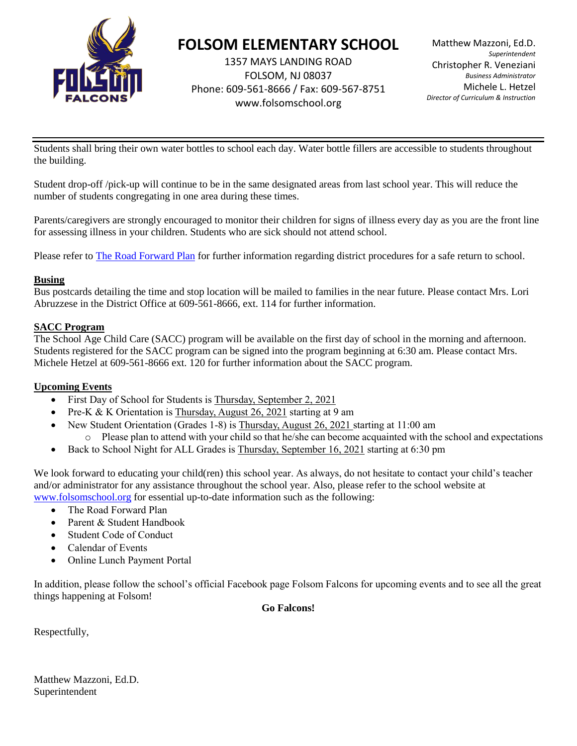# FOLSOM ELEMENTARY SCHOOL

1357 MAYS LANDING ROAD
FOLSOM, NJ 08037
Phone: 609-561-8666 / Fax: 609-567-8751
www.folsomschool.org

Matthew Mazzoni, Ed.D.
*Superintendent*
Christopher R. Veneziani
*Business Administrator*
Michele L. Hetzel
*Director of Curriculum & Instruction*

---

Students shall bring their own water bottles to school each day. Water bottle fillers are accessible to students throughout the building.

Student drop-off /pick-up will continue to be in the same designated areas from last school year. This will reduce the number of students congregating in one area during these times.

Parents/caregivers are strongly encouraged to monitor their children for signs of illness every day as you are the front line for assessing illness in your children. Students who are sick should not attend school.

Please refer to The Road Forward Plan for further information regarding district procedures for a safe return to school.

**Busing**

Bus postcards detailing the time and stop location will be mailed to families in the near future. Please contact Mrs. Lori Abruzzese in the District Office at 609-561-8666, ext. 114 for further information.

**SACC Program**

The School Age Child Care (SACC) program will be available on the first day of school in the morning and afternoon. Students registered for the SACC program can be signed into the program beginning at 6:30 am. Please contact Mrs. Michele Hetzel at 609-561-8666 ext. 120 for further information about the SACC program.

**Upcoming Events**

- First Day of School for Students is Thursday, September 2, 2021
- Pre-K & K Orientation is Thursday, August 26, 2021 starting at 9 am
- New Student Orientation (Grades 1-8) is Thursday, August 26, 2021 starting at 11:00 am
  - Please plan to attend with your child so that he/she can become acquainted with the school and expectations
- Back to School Night for ALL Grades is Thursday, September 16, 2021 starting at 6:30 pm

We look forward to educating your child(ren) this school year. As always, do not hesitate to contact your child's teacher and/or administrator for any assistance throughout the school year. Also, please refer to the school website at www.folsomschool.org for essential up-to-date information such as the following:

- The Road Forward Plan
- Parent & Student Handbook
- Student Code of Conduct
- Calendar of Events
- Online Lunch Payment Portal

In addition, please follow the school's official Facebook page Folsom Falcons for upcoming events and to see all the great things happening at Folsom!

**Go Falcons!**

Respectfully,

Matthew Mazzoni, Ed.D.
Superintendent